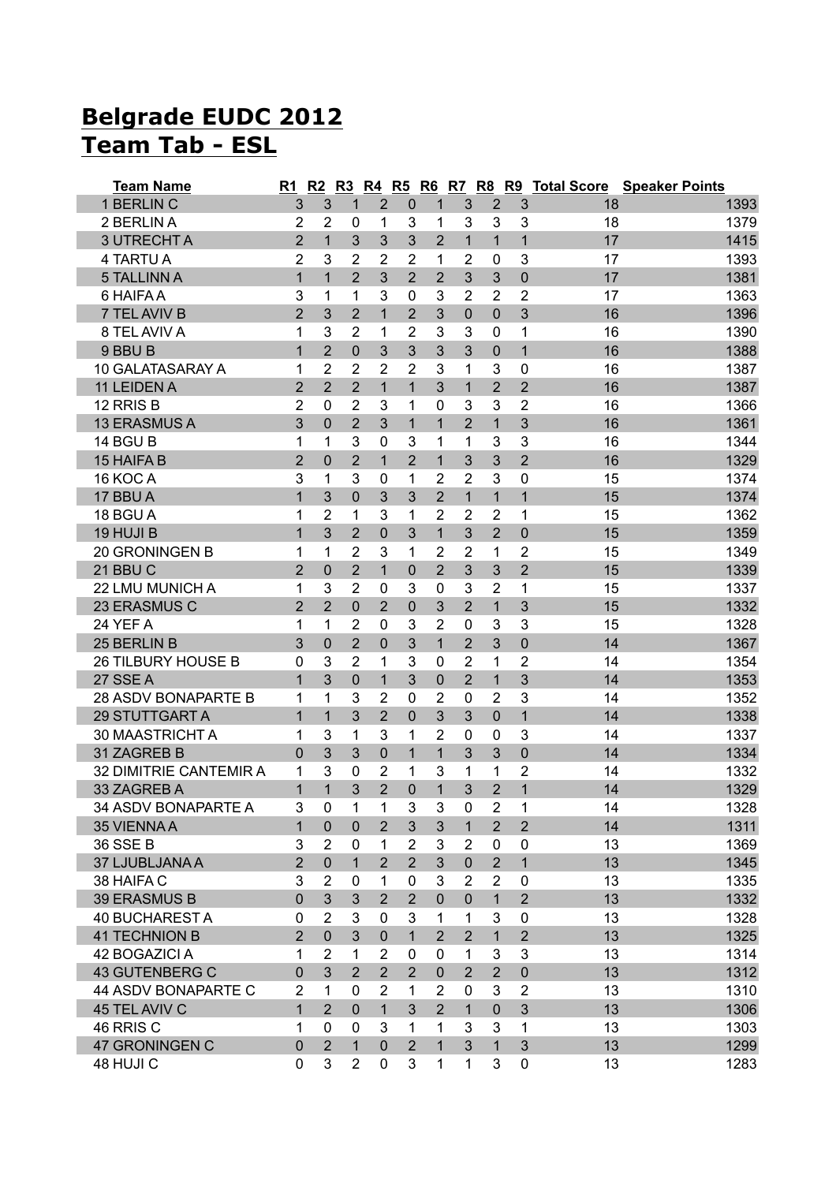# Belgrade EUDC 2012

# Team Tab - ESL

| Team Name | R1 | R2 | R3 | R4 | R5 | R6 | R7 | R8 | R9 | Total Score | Speaker Points |
|---|---|---|---|---|---|---|---|---|---|---|---|
| 1 BERLIN C | 3 | 3 | 1 | 2 | 0 | 1 | 3 | 2 | 3 | 18 | 1393 |
| 2 BERLIN A | 2 | 2 | 0 | 1 | 3 | 1 | 3 | 3 | 3 | 18 | 1379 |
| 3 UTRECHT A | 2 | 1 | 3 | 3 | 3 | 2 | 1 | 1 | 1 | 17 | 1415 |
| 4 TARTU A | 2 | 3 | 2 | 2 | 2 | 1 | 2 | 0 | 3 | 17 | 1393 |
| 5 TALLINN A | 1 | 1 | 2 | 3 | 2 | 2 | 3 | 3 | 0 | 17 | 1381 |
| 6 HAIFA A | 3 | 1 | 1 | 3 | 0 | 3 | 2 | 2 | 2 | 17 | 1363 |
| 7 TEL AVIV B | 2 | 3 | 2 | 1 | 2 | 3 | 0 | 0 | 3 | 16 | 1396 |
| 8 TEL AVIV A | 1 | 3 | 2 | 1 | 2 | 3 | 3 | 0 | 1 | 16 | 1390 |
| 9 BBU B | 1 | 2 | 0 | 3 | 3 | 3 | 3 | 0 | 1 | 16 | 1388 |
| 10 GALATASARAY A | 1 | 2 | 2 | 2 | 2 | 3 | 1 | 3 | 0 | 16 | 1387 |
| 11 LEIDEN A | 2 | 2 | 2 | 1 | 1 | 3 | 1 | 2 | 2 | 16 | 1387 |
| 12 RRIS B | 2 | 0 | 2 | 3 | 1 | 0 | 3 | 3 | 2 | 16 | 1366 |
| 13 ERASMUS A | 3 | 0 | 2 | 3 | 1 | 1 | 2 | 1 | 3 | 16 | 1361 |
| 14 BGU B | 1 | 1 | 3 | 0 | 3 | 1 | 1 | 3 | 3 | 16 | 1344 |
| 15 HAIFA B | 2 | 0 | 2 | 1 | 2 | 1 | 3 | 3 | 2 | 16 | 1329 |
| 16 KOC A | 3 | 1 | 3 | 0 | 1 | 2 | 2 | 3 | 0 | 15 | 1374 |
| 17 BBU A | 1 | 3 | 0 | 3 | 3 | 2 | 1 | 1 | 1 | 15 | 1374 |
| 18 BGU A | 1 | 2 | 1 | 3 | 1 | 2 | 2 | 2 | 1 | 15 | 1362 |
| 19 HUJI B | 1 | 3 | 2 | 0 | 3 | 1 | 3 | 2 | 0 | 15 | 1359 |
| 20 GRONINGEN B | 1 | 1 | 2 | 3 | 1 | 2 | 2 | 1 | 2 | 15 | 1349 |
| 21 BBU C | 2 | 0 | 2 | 1 | 0 | 2 | 3 | 3 | 2 | 15 | 1339 |
| 22 LMU MUNICH A | 1 | 3 | 2 | 0 | 3 | 0 | 3 | 2 | 1 | 15 | 1337 |
| 23 ERASMUS C | 2 | 2 | 0 | 2 | 0 | 3 | 2 | 1 | 3 | 15 | 1332 |
| 24 YEF A | 1 | 1 | 2 | 0 | 3 | 2 | 0 | 3 | 3 | 15 | 1328 |
| 25 BERLIN B | 3 | 0 | 2 | 0 | 3 | 1 | 2 | 3 | 0 | 14 | 1367 |
| 26 TILBURY HOUSE B | 0 | 3 | 2 | 1 | 3 | 0 | 2 | 1 | 2 | 14 | 1354 |
| 27 SSE A | 1 | 3 | 0 | 1 | 3 | 0 | 2 | 1 | 3 | 14 | 1353 |
| 28 ASDV BONAPARTE B | 1 | 1 | 3 | 2 | 0 | 2 | 0 | 2 | 3 | 14 | 1352 |
| 29 STUTTGART A | 1 | 1 | 3 | 2 | 0 | 3 | 3 | 0 | 1 | 14 | 1338 |
| 30 MAASTRICHT A | 1 | 3 | 1 | 3 | 1 | 2 | 0 | 0 | 3 | 14 | 1337 |
| 31 ZAGREB B | 0 | 3 | 3 | 0 | 1 | 1 | 3 | 3 | 0 | 14 | 1334 |
| 32 DIMITRIE CANTEMIR A | 1 | 3 | 0 | 2 | 1 | 3 | 1 | 1 | 2 | 14 | 1332 |
| 33 ZAGREB A | 1 | 1 | 3 | 2 | 0 | 1 | 3 | 2 | 1 | 14 | 1329 |
| 34 ASDV BONAPARTE A | 3 | 0 | 1 | 1 | 3 | 3 | 0 | 2 | 1 | 14 | 1328 |
| 35 VIENNA A | 1 | 0 | 0 | 2 | 3 | 3 | 1 | 2 | 2 | 14 | 1311 |
| 36 SSE B | 3 | 2 | 0 | 1 | 2 | 3 | 2 | 0 | 0 | 13 | 1369 |
| 37 LJUBLJANA A | 2 | 0 | 1 | 2 | 2 | 3 | 0 | 2 | 1 | 13 | 1345 |
| 38 HAIFA C | 3 | 2 | 0 | 1 | 0 | 3 | 2 | 2 | 0 | 13 | 1335 |
| 39 ERASMUS B | 0 | 3 | 3 | 2 | 2 | 0 | 0 | 1 | 2 | 13 | 1332 |
| 40 BUCHAREST A | 0 | 2 | 3 | 0 | 3 | 1 | 1 | 3 | 0 | 13 | 1328 |
| 41 TECHNION B | 2 | 0 | 3 | 0 | 1 | 2 | 2 | 1 | 2 | 13 | 1325 |
| 42 BOGAZICI A | 1 | 2 | 1 | 2 | 0 | 0 | 1 | 3 | 3 | 13 | 1314 |
| 43 GUTENBERG C | 0 | 3 | 2 | 2 | 2 | 0 | 2 | 2 | 0 | 13 | 1312 |
| 44 ASDV BONAPARTE C | 2 | 1 | 0 | 2 | 1 | 2 | 0 | 3 | 2 | 13 | 1310 |
| 45 TEL AVIV C | 1 | 2 | 0 | 1 | 3 | 2 | 1 | 0 | 3 | 13 | 1306 |
| 46 RRIS C | 1 | 0 | 0 | 3 | 1 | 1 | 3 | 3 | 1 | 13 | 1303 |
| 47 GRONINGEN C | 0 | 2 | 1 | 0 | 2 | 1 | 3 | 1 | 3 | 13 | 1299 |
| 48 HUJI C | 0 | 3 | 2 | 0 | 3 | 1 | 1 | 3 | 0 | 13 | 1283 |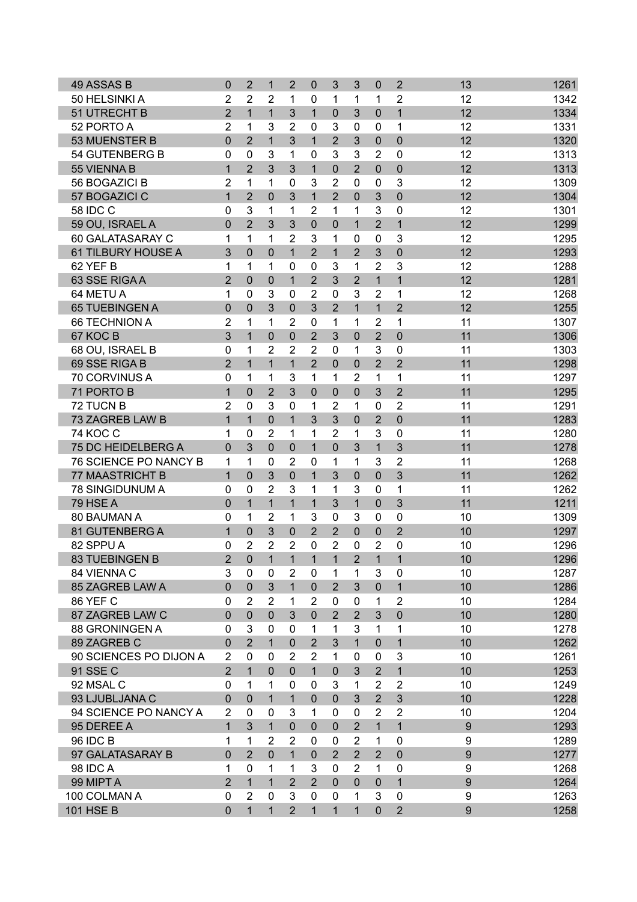| | | | | | | | | | | | |
|---|---|---|---|---|---|---|---|---|---|---|---|
| 49 ASSAS B | 0 | 2 | 1 | 2 | 0 | 3 | 3 | 0 | 2 | 13 | 1261 |
| 50 HELSINKI A | 2 | 2 | 2 | 1 | 0 | 1 | 1 | 1 | 2 | 12 | 1342 |
| 51 UTRECHT B | 2 | 1 | 1 | 3 | 1 | 0 | 3 | 0 | 1 | 12 | 1334 |
| 52 PORTO A | 2 | 1 | 3 | 2 | 0 | 3 | 0 | 0 | 1 | 12 | 1331 |
| 53 MUENSTER B | 0 | 2 | 1 | 3 | 1 | 2 | 3 | 0 | 0 | 12 | 1320 |
| 54 GUTENBERG B | 0 | 0 | 3 | 1 | 0 | 3 | 3 | 2 | 0 | 12 | 1313 |
| 55 VIENNA B | 1 | 2 | 3 | 3 | 1 | 0 | 2 | 0 | 0 | 12 | 1313 |
| 56 BOGAZICI B | 2 | 1 | 1 | 0 | 3 | 2 | 0 | 0 | 3 | 12 | 1309 |
| 57 BOGAZICI C | 1 | 2 | 0 | 3 | 1 | 2 | 0 | 3 | 0 | 12 | 1304 |
| 58 IDC C | 0 | 3 | 1 | 1 | 2 | 1 | 1 | 3 | 0 | 12 | 1301 |
| 59 OU, ISRAEL A | 0 | 2 | 3 | 3 | 0 | 0 | 1 | 2 | 1 | 12 | 1299 |
| 60 GALATASARAY C | 1 | 1 | 1 | 2 | 3 | 1 | 0 | 0 | 3 | 12 | 1295 |
| 61 TILBURY HOUSE A | 3 | 0 | 0 | 1 | 2 | 1 | 2 | 3 | 0 | 12 | 1293 |
| 62 YEF B | 1 | 1 | 1 | 0 | 0 | 3 | 1 | 2 | 3 | 12 | 1288 |
| 63 SSE RIGA A | 2 | 0 | 0 | 1 | 2 | 3 | 2 | 1 | 1 | 12 | 1281 |
| 64 METU A | 1 | 0 | 3 | 0 | 2 | 0 | 3 | 2 | 1 | 12 | 1268 |
| 65 TUEBINGEN A | 0 | 0 | 3 | 0 | 3 | 2 | 1 | 1 | 2 | 12 | 1255 |
| 66 TECHNION A | 2 | 1 | 1 | 2 | 0 | 1 | 1 | 2 | 1 | 11 | 1307 |
| 67 KOC B | 3 | 1 | 0 | 0 | 2 | 3 | 0 | 2 | 0 | 11 | 1306 |
| 68 OU, ISRAEL B | 0 | 1 | 2 | 2 | 2 | 0 | 1 | 3 | 0 | 11 | 1303 |
| 69 SSE RIGA B | 2 | 1 | 1 | 1 | 2 | 0 | 0 | 2 | 2 | 11 | 1298 |
| 70 CORVINUS A | 0 | 1 | 1 | 3 | 1 | 1 | 2 | 1 | 1 | 11 | 1297 |
| 71 PORTO B | 1 | 0 | 2 | 3 | 0 | 0 | 0 | 3 | 2 | 11 | 1295 |
| 72 TUCN B | 2 | 0 | 3 | 0 | 1 | 2 | 1 | 0 | 2 | 11 | 1291 |
| 73 ZAGREB LAW B | 1 | 1 | 0 | 1 | 3 | 3 | 0 | 2 | 0 | 11 | 1283 |
| 74 KOC C | 1 | 0 | 2 | 1 | 1 | 2 | 1 | 3 | 0 | 11 | 1280 |
| 75 DC HEIDELBERG A | 0 | 3 | 0 | 0 | 1 | 0 | 3 | 1 | 3 | 11 | 1278 |
| 76 SCIENCE PO NANCY B | 1 | 1 | 0 | 2 | 0 | 1 | 1 | 3 | 2 | 11 | 1268 |
| 77 MAASTRICHT B | 1 | 0 | 3 | 0 | 1 | 3 | 0 | 0 | 3 | 11 | 1262 |
| 78 SINGIDUNUM A | 0 | 0 | 2 | 3 | 1 | 1 | 3 | 0 | 1 | 11 | 1262 |
| 79 HSE A | 0 | 1 | 1 | 1 | 1 | 3 | 1 | 0 | 3 | 11 | 1211 |
| 80 BAUMAN A | 0 | 1 | 2 | 1 | 3 | 0 | 3 | 0 | 0 | 10 | 1309 |
| 81 GUTENBERG A | 1 | 0 | 3 | 0 | 2 | 2 | 0 | 0 | 2 | 10 | 1297 |
| 82 SPPU A | 0 | 2 | 2 | 2 | 0 | 2 | 0 | 2 | 0 | 10 | 1296 |
| 83 TUEBINGEN B | 2 | 0 | 1 | 1 | 1 | 1 | 2 | 1 | 1 | 10 | 1296 |
| 84 VIENNA C | 3 | 0 | 0 | 2 | 0 | 1 | 1 | 3 | 0 | 10 | 1287 |
| 85 ZAGREB LAW A | 0 | 0 | 3 | 1 | 0 | 2 | 3 | 0 | 1 | 10 | 1286 |
| 86 YEF C | 0 | 2 | 2 | 1 | 2 | 0 | 0 | 1 | 2 | 10 | 1284 |
| 87 ZAGREB LAW C | 0 | 0 | 0 | 3 | 0 | 2 | 2 | 3 | 0 | 10 | 1280 |
| 88 GRONINGEN A | 0 | 3 | 0 | 0 | 1 | 1 | 3 | 1 | 1 | 10 | 1278 |
| 89 ZAGREB C | 0 | 2 | 1 | 0 | 2 | 3 | 1 | 0 | 1 | 10 | 1262 |
| 90 SCIENCES PO DIJON A | 2 | 0 | 0 | 2 | 2 | 1 | 0 | 0 | 3 | 10 | 1261 |
| 91 SSE C | 2 | 1 | 0 | 0 | 1 | 0 | 3 | 2 | 1 | 10 | 1253 |
| 92 MSAL C | 0 | 1 | 1 | 0 | 0 | 3 | 1 | 2 | 2 | 10 | 1249 |
| 93 LJUBLJANA C | 0 | 0 | 1 | 1 | 0 | 0 | 3 | 2 | 3 | 10 | 1228 |
| 94 SCIENCE PO NANCY A | 2 | 0 | 0 | 3 | 1 | 0 | 0 | 2 | 2 | 10 | 1204 |
| 95 DEREE A | 1 | 3 | 1 | 0 | 0 | 0 | 2 | 1 | 1 | 9 | 1293 |
| 96 IDC B | 1 | 1 | 2 | 2 | 0 | 0 | 2 | 1 | 0 | 9 | 1289 |
| 97 GALATASARAY B | 0 | 2 | 0 | 1 | 0 | 2 | 2 | 2 | 0 | 9 | 1277 |
| 98 IDC A | 1 | 0 | 1 | 1 | 3 | 0 | 2 | 1 | 0 | 9 | 1268 |
| 99 MIPT A | 2 | 1 | 1 | 2 | 2 | 0 | 0 | 0 | 1 | 9 | 1264 |
| 100 COLMAN A | 0 | 2 | 0 | 3 | 0 | 0 | 1 | 3 | 0 | 9 | 1263 |
| 101 HSE B | 0 | 1 | 1 | 2 | 1 | 1 | 1 | 0 | 2 | 9 | 1258 |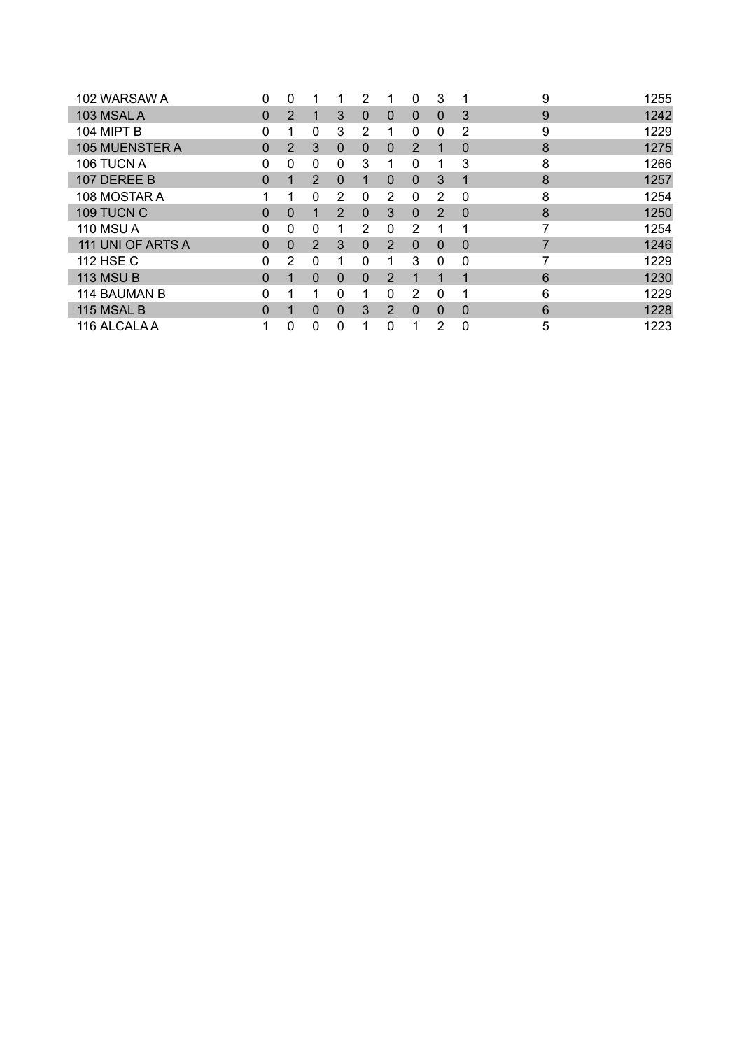| | | | | | | | | | | | |
|---|---|---|---|---|---|---|---|---|---|---|---|
| 102 WARSAW A | 0 | 0 | 1 | 1 | 2 | 1 | 0 | 3 | 1 | 9 | 1255 |
| 103 MSAL A | 0 | 2 | 1 | 3 | 0 | 0 | 0 | 0 | 3 | 9 | 1242 |
| 104 MIPT B | 0 | 1 | 0 | 3 | 2 | 1 | 0 | 0 | 2 | 9 | 1229 |
| 105 MUENSTER A | 0 | 2 | 3 | 0 | 0 | 0 | 2 | 1 | 0 | 8 | 1275 |
| 106 TUCN A | 0 | 0 | 0 | 0 | 3 | 1 | 0 | 1 | 3 | 8 | 1266 |
| 107 DEREE B | 0 | 1 | 2 | 0 | 1 | 0 | 0 | 3 | 1 | 8 | 1257 |
| 108 MOSTAR A | 1 | 1 | 0 | 2 | 0 | 2 | 0 | 2 | 0 | 8 | 1254 |
| 109 TUCN C | 0 | 0 | 1 | 2 | 0 | 3 | 0 | 2 | 0 | 8 | 1250 |
| 110 MSU A | 0 | 0 | 0 | 1 | 2 | 0 | 2 | 1 | 1 | 7 | 1254 |
| 111 UNI OF ARTS A | 0 | 0 | 2 | 3 | 0 | 2 | 0 | 0 | 0 | 7 | 1246 |
| 112 HSE C | 0 | 2 | 0 | 1 | 0 | 1 | 3 | 0 | 0 | 7 | 1229 |
| 113 MSU B | 0 | 1 | 0 | 0 | 0 | 2 | 1 | 1 | 1 | 6 | 1230 |
| 114 BAUMAN B | 0 | 1 | 1 | 0 | 1 | 0 | 2 | 0 | 1 | 6 | 1229 |
| 115 MSAL B | 0 | 1 | 0 | 0 | 3 | 2 | 0 | 0 | 0 | 6 | 1228 |
| 116 ALCALA A | 1 | 0 | 0 | 0 | 1 | 0 | 1 | 2 | 0 | 5 | 1223 |